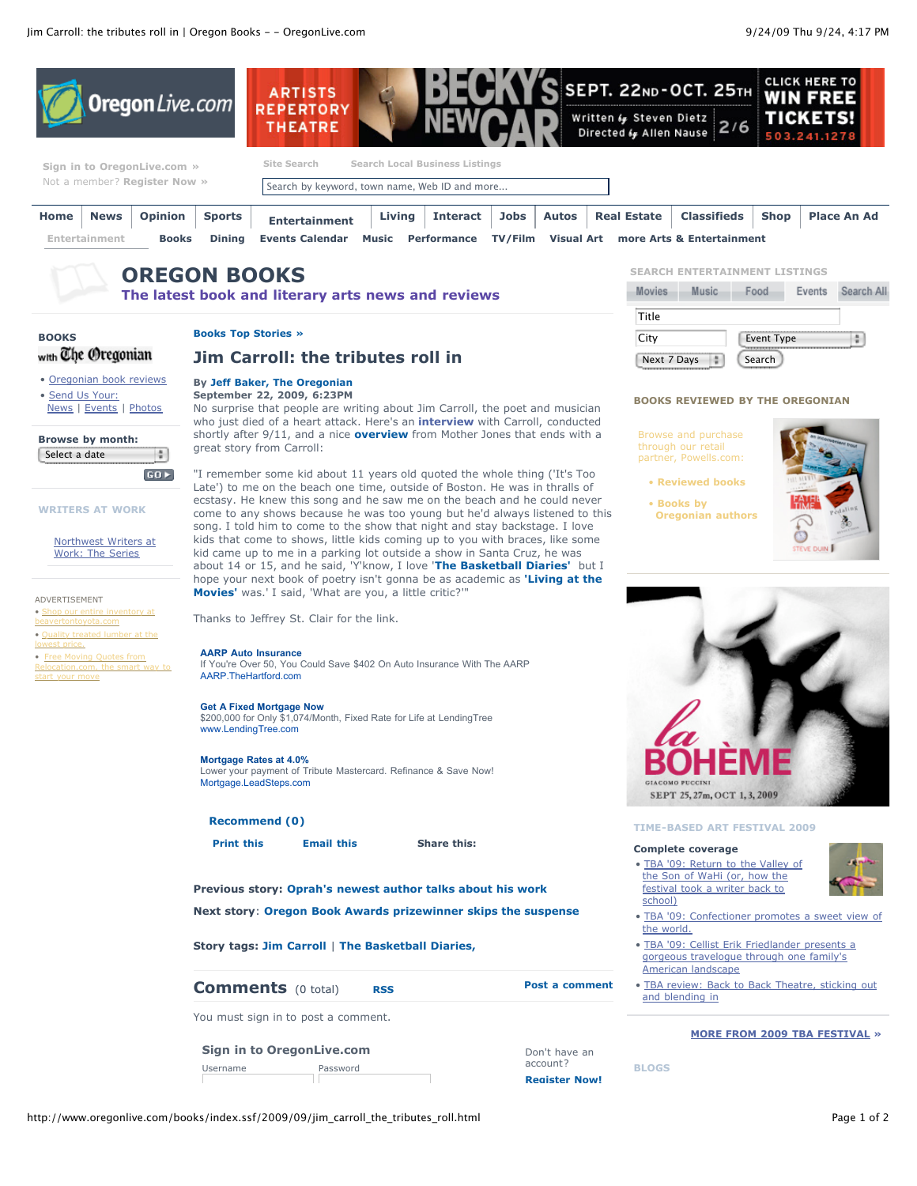# OREGON BOOKS

**The latest book and literary arts news and reviews**

Books Top Stories »

## Jim Carroll: the tributes roll in

**By Jeff Baker, The Oregonian**
**September 22, 2009, 6:23PM**

No surprise that people are writing about Jim Carroll, the poet and musician who just died of a heart attack. Here's an **interview** with Carroll, conducted shortly after 9/11, and a nice **overview** from Mother Jones that ends with a great story from Carroll:

"I remember some kid about 11 years old quoted the whole thing ('It's Too Late') to me on the beach one time, outside of Boston. He was in thralls of ecstasy. He knew this song and he saw me on the beach and he could never come to any shows because he was too young but he'd always listened to this song. I told him to come to the show that night and stay backstage. I love kids that come to shows, little kids coming up to you with braces, like some kid came up to me in a parking lot outside a show in Santa Cruz, he was about 14 or 15, and he said, 'Y'know, I love '**The Basketball Diaries'** but I hope your next book of poetry isn't gonna be as academic as **'Living at the Movies'** was.' I said, 'What are you, a little critic?'"

Thanks to Jeffrey St. Clair for the link.

**Previous story:** Oprah's newest author talks about his work

**Next story:** Oregon Book Awards prizewinner skips the suspense

**Story tags:** Jim Carroll | The Basketball Diaries,

## Comments (0 total)

You must sign in to post a comment.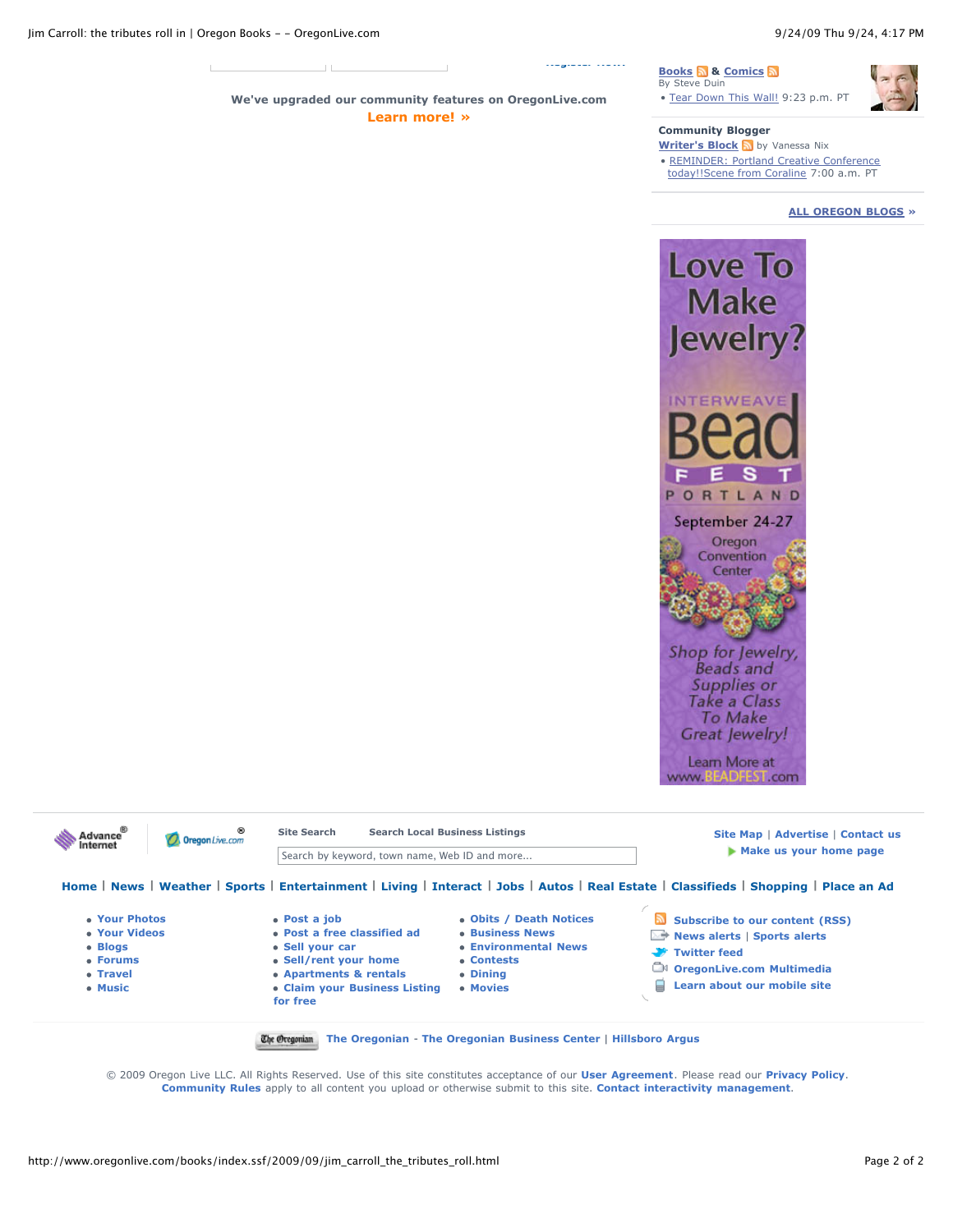We've upgraded our community features on OregonLive.com

**Learn more! »**

**Books & Comics**
By Steve Duin
- Tear Down This Wall! 9:23 p.m. PT

**Community Blogger**
**Writer's Block** by Vanessa Nix
- REMINDER: Portland Creative Conference today!!Scene from Coraline 7:00 a.m. PT

**ALL OREGON BLOGS »**

Love To Make Jewelry?

INTERWEAVE Bead FEST PORTLAND

September 24-27

Oregon Convention Center

Shop for Jewelry, Beads and Supplies or Take a Class To Make Great Jewelry!

Learn More at www.BEADFEST.com

Site Search    Search Local Business Listings

Search by keyword, town name, Web ID and more...

Site Map | Advertise | Contact us

Make us your home page

Home | News | Weather | Sports | Entertainment | Living | Interact | Jobs | Autos | Real Estate | Classifieds | Shopping | Place an Ad

- Your Photos
- Your Videos
- Blogs
- Forums
- Travel
- Music

- Post a job
- Post a free classified ad
- Sell your car
- Sell/rent your home
- Apartments & rentals
- Claim your Business Listing for free

- Obits / Death Notices
- Business News
- Environmental News
- Contests
- Dining
- Movies

- Subscribe to our content (RSS)
- News alerts | Sports alerts
- Twitter feed
- OregonLive.com Multimedia
- Learn about our mobile site

The Oregonian - The Oregonian Business Center | Hillsboro Argus

© 2009 Oregon Live LLC. All Rights Reserved. Use of this site constitutes acceptance of our **User Agreement**. Please read our **Privacy Policy**. **Community Rules** apply to all content you upload or otherwise submit to this site. **Contact interactivity management**.